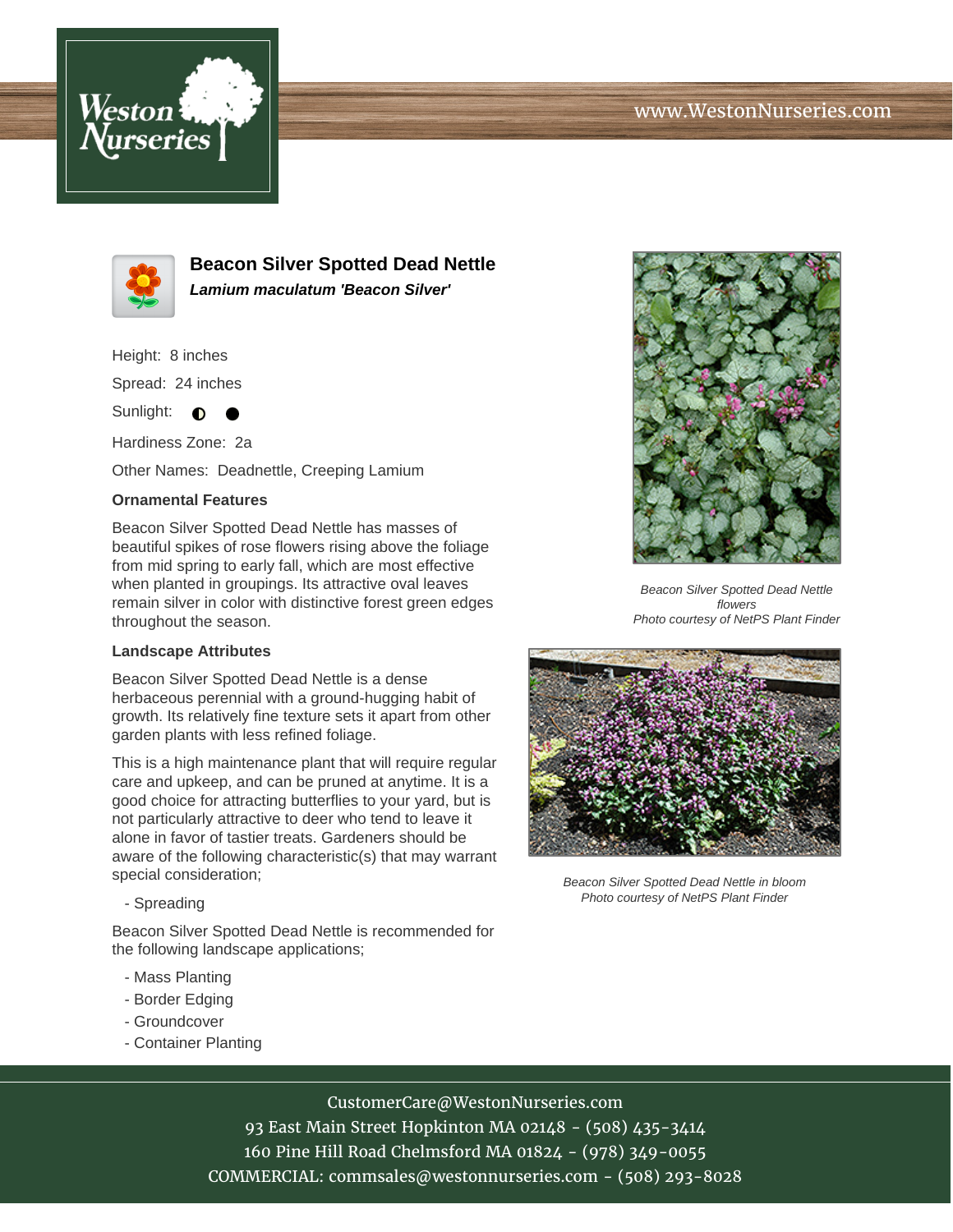# Beacon Silver Spotted Dead Nettle

***Lamium maculatum 'Beacon Silver'***

Height: 8 inches

Spread: 24 inches

Sunlight: ◐ ●

Hardiness Zone: 2a

Other Names: Deadnettle, Creeping Lamium

### Ornamental Features

Beacon Silver Spotted Dead Nettle has masses of beautiful spikes of rose flowers rising above the foliage from mid spring to early fall, which are most effective when planted in groupings. Its attractive oval leaves remain silver in color with distinctive forest green edges throughout the season.

### Landscape Attributes

Beacon Silver Spotted Dead Nettle is a dense herbaceous perennial with a ground-hugging habit of growth. Its relatively fine texture sets it apart from other garden plants with less refined foliage.

This is a high maintenance plant that will require regular care and upkeep, and can be pruned at anytime. It is a good choice for attracting butterflies to your yard, but is not particularly attractive to deer who tend to leave it alone in favor of tastier treats. Gardeners should be aware of the following characteristic(s) that may warrant special consideration;

- Spreading

Beacon Silver Spotted Dead Nettle is recommended for the following landscape applications;

- Mass Planting
- Border Edging
- Groundcover
- Container Planting

*Beacon Silver Spotted Dead Nettle flowers*
*Photo courtesy of NetPS Plant Finder*

*Beacon Silver Spotted Dead Nettle in bloom*
*Photo courtesy of NetPS Plant Finder*

CustomerCare@WestonNurseries.com
93 East Main Street Hopkinton MA 02148 - (508) 435-3414
160 Pine Hill Road Chelmsford MA 01824 - (978) 349-0055
COMMERCIAL: commsales@westonnurseries.com - (508) 293-8028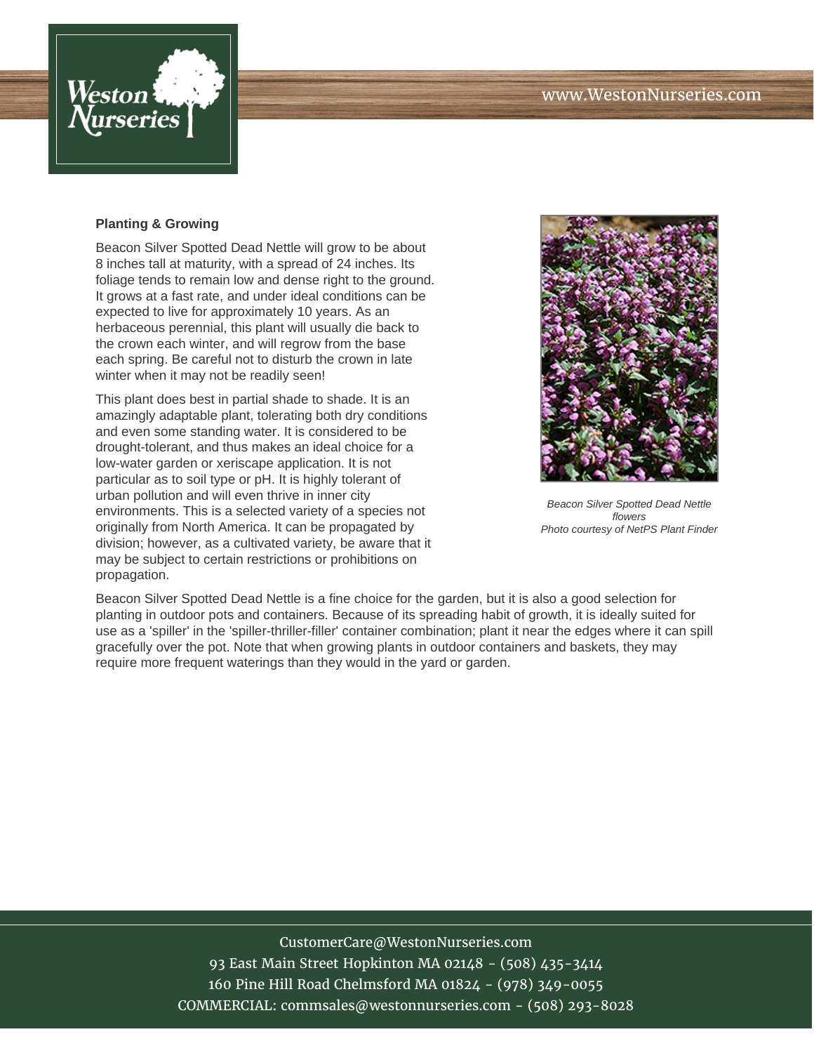## Planting & Growing

Beacon Silver Spotted Dead Nettle will grow to be about 8 inches tall at maturity, with a spread of 24 inches. Its foliage tends to remain low and dense right to the ground. It grows at a fast rate, and under ideal conditions can be expected to live for approximately 10 years. As an herbaceous perennial, this plant will usually die back to the crown each winter, and will regrow from the base each spring. Be careful not to disturb the crown in late winter when it may not be readily seen!

This plant does best in partial shade to shade. It is an amazingly adaptable plant, tolerating both dry conditions and even some standing water. It is considered to be drought-tolerant, and thus makes an ideal choice for a low-water garden or xeriscape application. It is not particular as to soil type or pH. It is highly tolerant of urban pollution and will even thrive in inner city environments. This is a selected variety of a species not originally from North America. It can be propagated by division; however, as a cultivated variety, be aware that it may be subject to certain restrictions or prohibitions on propagation.

*Beacon Silver Spotted Dead Nettle flowers*
*Photo courtesy of NetPS Plant Finder*

Beacon Silver Spotted Dead Nettle is a fine choice for the garden, but it is also a good selection for planting in outdoor pots and containers. Because of its spreading habit of growth, it is ideally suited for use as a 'spiller' in the 'spiller-thriller-filler' container combination; plant it near the edges where it can spill gracefully over the pot. Note that when growing plants in outdoor containers and baskets, they may require more frequent waterings than they would in the yard or garden.